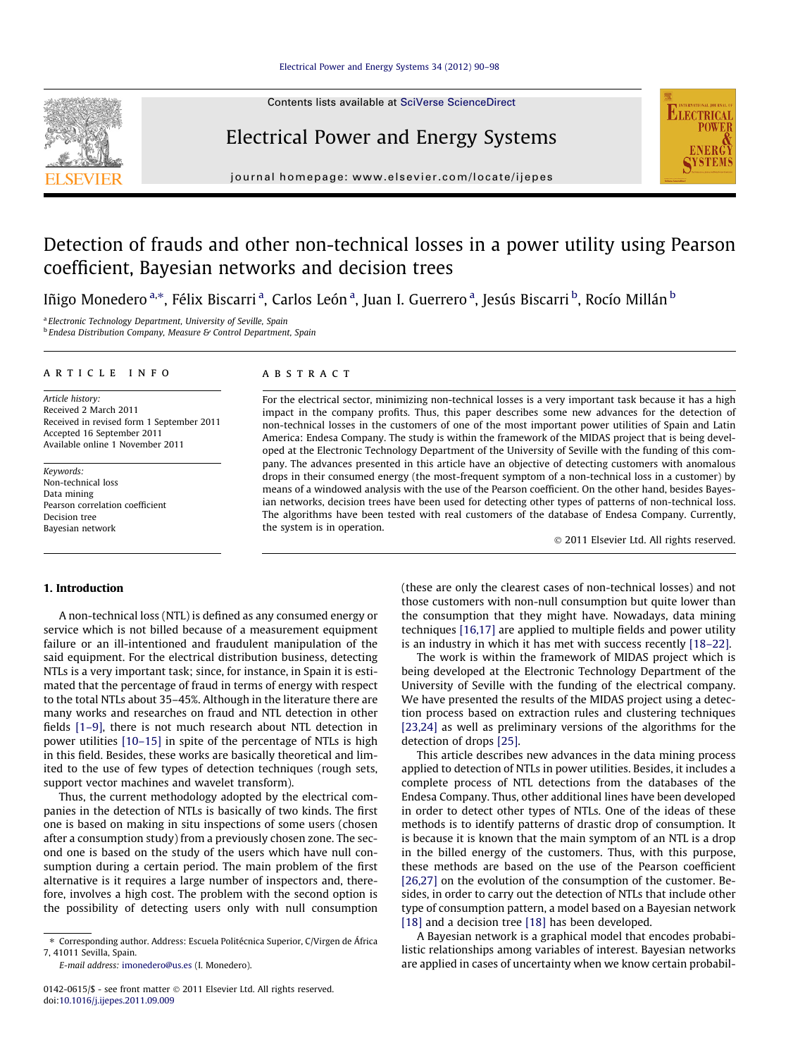# Detection of frauds and other non-technical losses in a power utility using Pearson coefficient, Bayesian networks and decision trees

Iñigo Monedero [a,*], Félix Biscarri [a], Carlos León [a], Juan I. Guerrero [a], Jesús Biscarri [b], Rocío Millán [b]

[a] Electronic Technology Department, University of Seville, Spain
[b] Endesa Distribution Company, Measure & Control Department, Spain

## ARTICLE INFO

*Article history:*
Received 2 March 2011
Received in revised form 1 September 2011
Accepted 16 September 2011
Available online 1 November 2011

*Keywords:*
Non-technical loss
Data mining
Pearson correlation coefficient
Decision tree
Bayesian network

## ABSTRACT

For the electrical sector, minimizing non-technical losses is a very important task because it has a high impact in the company profits. Thus, this paper describes some new advances for the detection of non-technical losses in the customers of one of the most important power utilities of Spain and Latin America: Endesa Company. The study is within the framework of the MIDAS project that is being developed at the Electronic Technology Department of the University of Seville with the funding of this company. The advances presented in this article have an objective of detecting customers with anomalous drops in their consumed energy (the most-frequent symptom of a non-technical loss in a customer) by means of a windowed analysis with the use of the Pearson coefficient. On the other hand, besides Bayesian networks, decision trees have been used for detecting other types of patterns of non-technical loss. The algorithms have been tested with real customers of the database of Endesa Company. Currently, the system is in operation.

© 2011 Elsevier Ltd. All rights reserved.

## 1. Introduction

A non-technical loss (NTL) is defined as any consumed energy or service which is not billed because of a measurement equipment failure or an ill-intentioned and fraudulent manipulation of the said equipment. For the electrical distribution business, detecting NTLs is a very important task; since, for instance, in Spain it is estimated that the percentage of fraud in terms of energy with respect to the total NTLs about 35–45%. Although in the literature there are many works and researches on fraud and NTL detection in other fields [1–9], there is not much research about NTL detection in power utilities [10–15] in spite of the percentage of NTLs is high in this field. Besides, these works are basically theoretical and limited to the use of few types of detection techniques (rough sets, support vector machines and wavelet transform).

Thus, the current methodology adopted by the electrical companies in the detection of NTLs is basically of two kinds. The first one is based on making in situ inspections of some users (chosen after a consumption study) from a previously chosen zone. The second one is based on the study of the users which have null consumption during a certain period. The main problem of the first alternative is it requires a large number of inspectors and, therefore, involves a high cost. The problem with the second option is the possibility of detecting users only with null consumption (these are only the clearest cases of non-technical losses) and not those customers with non-null consumption but quite lower than the consumption that they might have. Nowadays, data mining techniques [16,17] are applied to multiple fields and power utility is an industry in which it has met with success recently [18–22].

The work is within the framework of MIDAS project which is being developed at the Electronic Technology Department of the University of Seville with the funding of the electrical company. We have presented the results of the MIDAS project using a detection process based on extraction rules and clustering techniques [23,24] as well as preliminary versions of the algorithms for the detection of drops [25].

This article describes new advances in the data mining process applied to detection of NTLs in power utilities. Besides, it includes a complete process of NTL detections from the databases of the Endesa Company. Thus, other additional lines have been developed in order to detect other types of NTLs. One of the ideas of these methods is to identify patterns of drastic drop of consumption. It is because it is known that the main symptom of an NTL is a drop in the billed energy of the customers. Thus, with this purpose, these methods are based on the use of the Pearson coefficient [26,27] on the evolution of the consumption of the customer. Besides, in order to carry out the detection of NTLs that include other type of consumption pattern, a model based on a Bayesian network [18] and a decision tree [18] has been developed.

A Bayesian network is a graphical model that encodes probabilistic relationships among variables of interest. Bayesian networks are applied in cases of uncertainty when we know certain probabil-

---

* Corresponding author. Address: Escuela Politécnica Superior, C/Virgen de África 7, 41011 Sevilla, Spain.
*E-mail address:* imonedero@us.es (I. Monedero).

0142-0615/$ - see front matter © 2011 Elsevier Ltd. All rights reserved.
doi:10.1016/j.ijepes.2011.09.009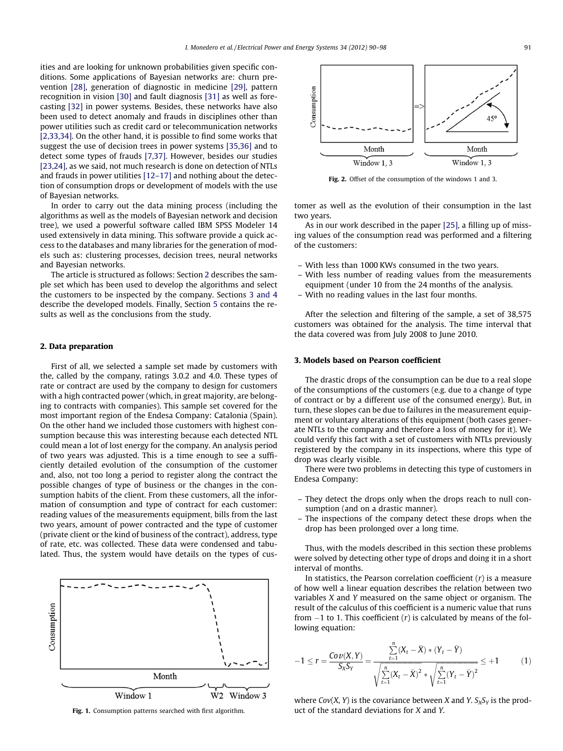ities and are looking for unknown probabilities given specific conditions. Some applications of Bayesian networks are: churn prevention [28], generation of diagnostic in medicine [29], pattern recognition in vision [30] and fault diagnosis [31] as well as forecasting [32] in power systems. Besides, these networks have also been used to detect anomaly and frauds in disciplines other than power utilities such as credit card or telecommunication networks [2,33,34]. On the other hand, it is possible to find some works that suggest the use of decision trees in power systems [35,36] and to detect some types of frauds [7,37]. However, besides our studies [23,24], as we said, not much research is done on detection of NTLs and frauds in power utilities [12–17] and nothing about the detection of consumption drops or development of models with the use of Bayesian networks.

In order to carry out the data mining process (including the algorithms as well as the models of Bayesian network and decision tree), we used a powerful software called IBM SPSS Modeler 14 used extensively in data mining. This software provide a quick access to the databases and many libraries for the generation of models such as: clustering processes, decision trees, neural networks and Bayesian networks.

The article is structured as follows: Section 2 describes the sample set which has been used to develop the algorithms and select the customers to be inspected by the company. Sections 3 and 4 describe the developed models. Finally, Section 5 contains the results as well as the conclusions from the study.

## 2. Data preparation

First of all, we selected a sample set made by customers with the, called by the company, ratings 3.0.2 and 4.0. These types of rate or contract are used by the company to design for customers with a high contracted power (which, in great majority, are belonging to contracts with companies). This sample set covered for the most important region of the Endesa Company: Catalonia (Spain). On the other hand we included those customers with highest consumption because this was interesting because each detected NTL could mean a lot of lost energy for the company. An analysis period of two years was adjusted. This is a time enough to see a sufficiently detailed evolution of the consumption of the customer and, also, not too long a period to register along the contract the possible changes of type of business or the changes in the consumption habits of the client. From these customers, all the information of consumption and type of contract for each customer: reading values of the measurements equipment, bills from the last two years, amount of power contracted and the type of customer (private client or the kind of business of the contract), address, type of rate, etc. was collected. These data were condensed and tabulated. Thus, the system would have details on the types of customer as well as the evolution of their consumption in the last two years.

Fig. 1. Consumption patterns searched with first algorithm.

Fig. 2. Offset of the consumption of the windows 1 and 3.

As in our work described in the paper [25], a filling up of missing values of the consumption read was performed and a filtering of the customers:

- With less than 1000 KWs consumed in the two years.
- With less number of reading values from the measurements equipment (under 10 from the 24 months of the analysis.
- With no reading values in the last four months.

After the selection and filtering of the sample, a set of 38,575 customers was obtained for the analysis. The time interval that the data covered was from July 2008 to June 2010.

## 3. Models based on Pearson coefficient

The drastic drops of the consumption can be due to a real slope of the consumptions of the customers (e.g. due to a change of type of contract or by a different use of the consumed energy). But, in turn, these slopes can be due to failures in the measurement equipment or voluntary alterations of this equipment (both cases generate NTLs to the company and therefore a loss of money for it). We could verify this fact with a set of customers with NTLs previously registered by the company in its inspections, where this type of drop was clearly visible.

There were two problems in detecting this type of customers in Endesa Company:

- They detect the drops only when the drops reach to null consumption (and on a drastic manner).
- The inspections of the company detect these drops when the drop has been prolonged over a long time.

Thus, with the models described in this section these problems were solved by detecting other type of drops and doing it in a short interval of months.

In statistics, the Pearson correlation coefficient ($r$) is a measure of how well a linear equation describes the relation between two variables $X$ and $Y$ measured on the same object or organism. The result of the calculus of this coefficient is a numeric value that runs from −1 to 1. This coefficient ($r$) is calculated by means of the following equation:

$$-1 \leq r = \frac{Cov(X,Y)}{S_X S_Y} = \frac{\sum_{t=1}^{n}(X_t - \bar{X}) * (Y_t - \bar{Y})}{\sqrt{\sum_{t=1}^{n}(X_t - \bar{X})^2} * \sqrt{\sum_{t=1}^{n}(Y_t - \bar{Y})^2}} \leq +1 \qquad (1)$$

where $Cov(X, Y)$ is the covariance between $X$ and $Y$. $S_X S_Y$ is the product of the standard deviations for $X$ and $Y$.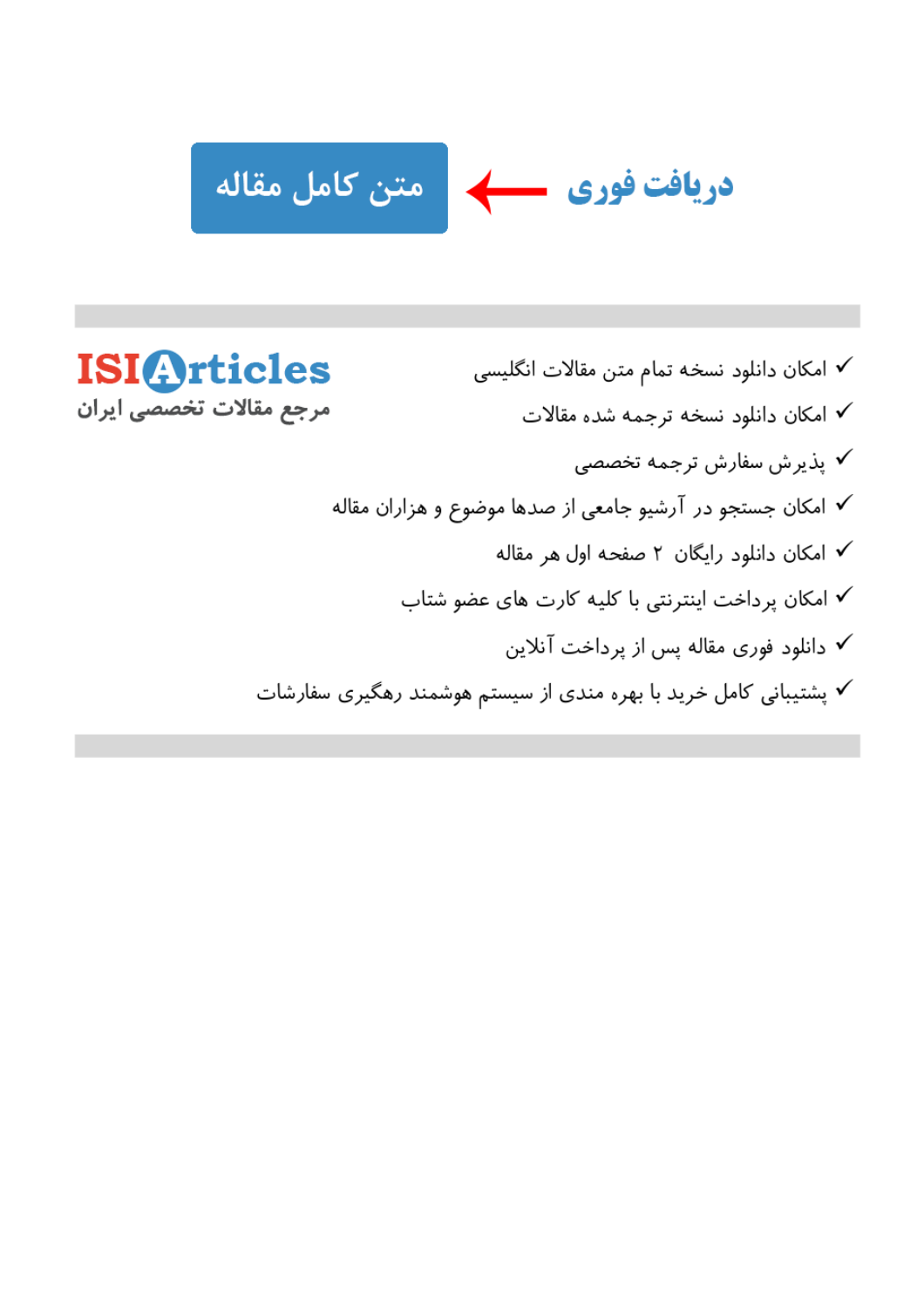دریافت فوری ← متن کامل مقاله

**ISIArticles**
مرجع مقالات تخصصی ایران

- ✓ امکان دانلود نسخه تمام متن مقالات انگلیسی
- ✓ امکان دانلود نسخه ترجمه شده مقالات
- ✓ پذیرش سفارش ترجمه تخصصی
- ✓ امکان جستجو در آرشیو جامعی از صدها موضوع و هزاران مقاله
- ✓ امکان دانلود رایگان ۲ صفحه اول هر مقاله
- ✓ امکان پرداخت اینترنتی با کلیه کارت های عضو شتاب
- ✓ دانلود فوری مقاله پس از پرداخت آنلاین
- ✓ پشتیبانی کامل خرید با بهره مندی از سیستم هوشمند رهگیری سفارشات